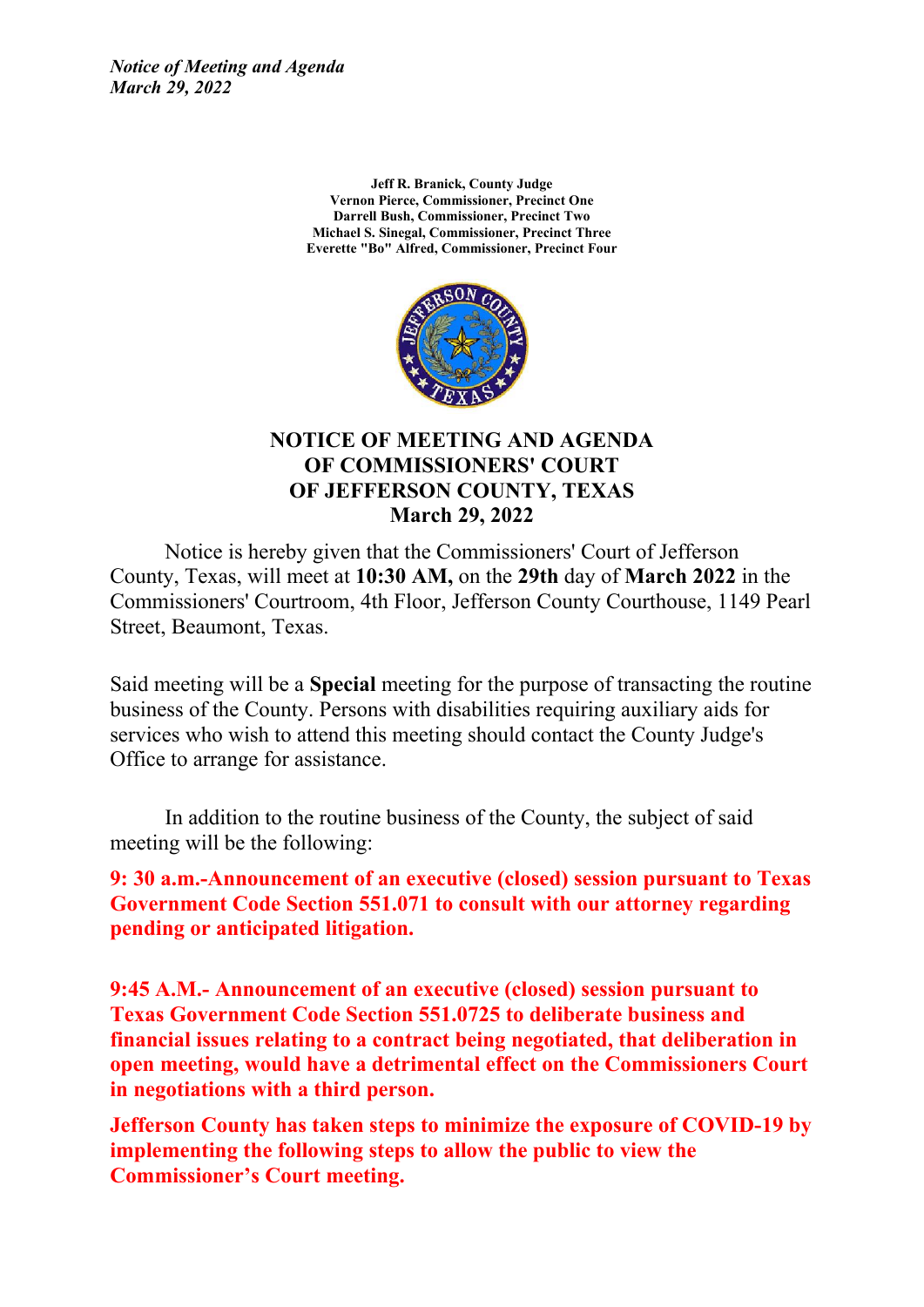*Notice of Meeting and Agenda*
*March 29, 2022*

**Jeff R. Branick, County Judge**
**Vernon Pierce, Commissioner, Precinct One**
**Darrell Bush, Commissioner, Precinct Two**
**Michael S. Sinegal, Commissioner, Precinct Three**
**Everette "Bo" Alfred, Commissioner, Precinct Four**

# NOTICE OF MEETING AND AGENDA OF COMMISSIONERS' COURT OF JEFFERSON COUNTY, TEXAS March 29, 2022

Notice is hereby given that the Commissioners' Court of Jefferson County, Texas, will meet at **10:30 AM,** on the **29th** day of **March 2022** in the Commissioners' Courtroom, 4th Floor, Jefferson County Courthouse, 1149 Pearl Street, Beaumont, Texas.

Said meeting will be a **Special** meeting for the purpose of transacting the routine business of the County. Persons with disabilities requiring auxiliary aids for services who wish to attend this meeting should contact the County Judge's Office to arrange for assistance.

In addition to the routine business of the County, the subject of said meeting will be the following:

**9: 30 a.m.-Announcement of an executive (closed) session pursuant to Texas Government Code Section 551.071 to consult with our attorney regarding pending or anticipated litigation.**

**9:45 A.M.- Announcement of an executive (closed) session pursuant to Texas Government Code Section 551.0725 to deliberate business and financial issues relating to a contract being negotiated, that deliberation in open meeting, would have a detrimental effect on the Commissioners Court in negotiations with a third person.**

**Jefferson County has taken steps to minimize the exposure of COVID-19 by implementing the following steps to allow the public to view the Commissioner's Court meeting.**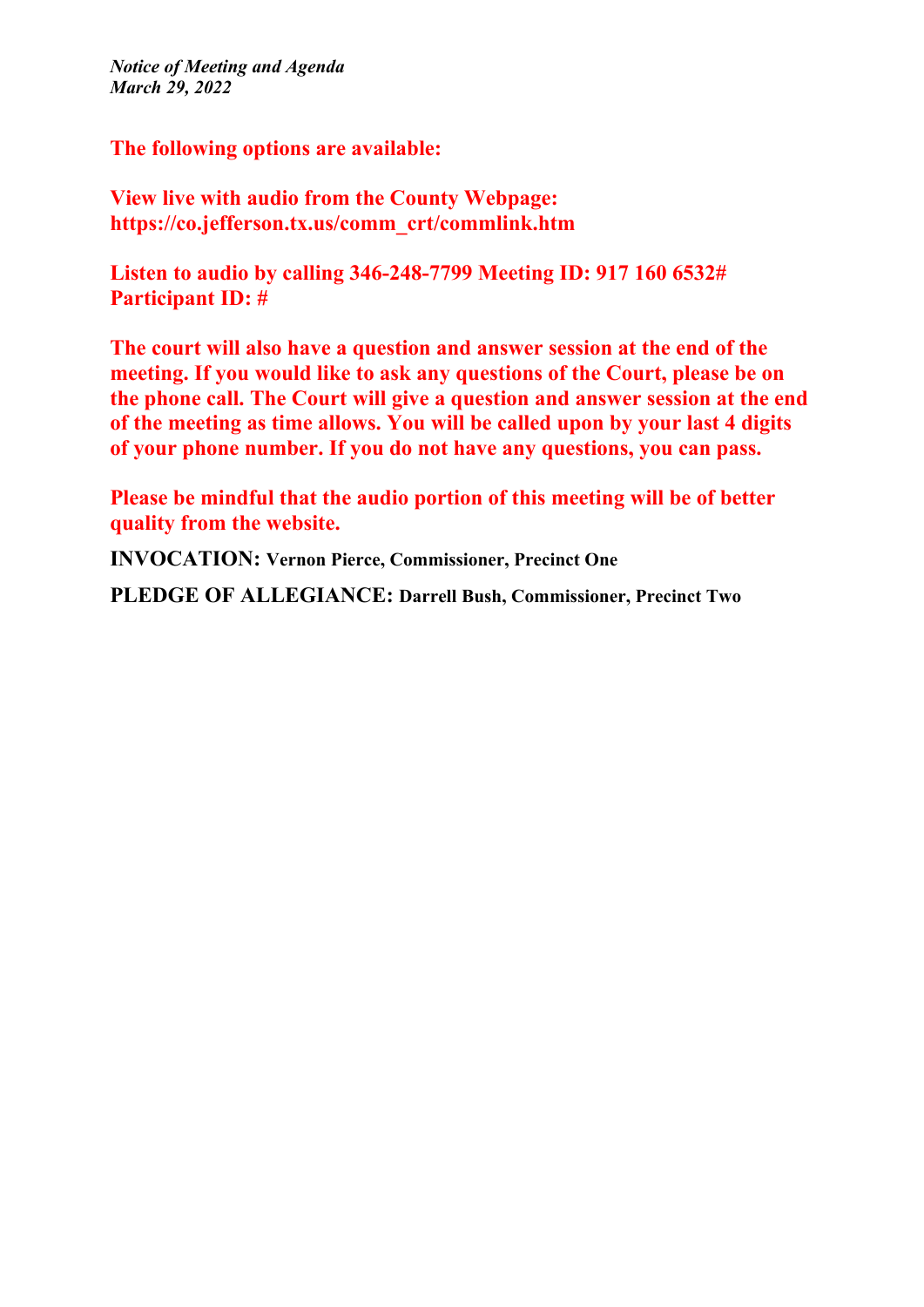*Notice of Meeting and Agenda*
*March 29, 2022*

**The following options are available:**

**View live with audio from the County Webpage:**
**https://co.jefferson.tx.us/comm_crt/commlink.htm**

**Listen to audio by calling 346-248-7799 Meeting ID: 917 160 6532#**
**Participant ID: #**

**The court will also have a question and answer session at the end of the meeting. If you would like to ask any questions of the Court, please be on the phone call. The Court will give a question and answer session at the end of the meeting as time allows. You will be called upon by your last 4 digits of your phone number. If you do not have any questions, you can pass.**

**Please be mindful that the audio portion of this meeting will be of better quality from the website.**

**INVOCATION:** **Vernon Pierce, Commissioner, Precinct One**

**PLEDGE OF ALLEGIANCE:** **Darrell Bush, Commissioner, Precinct Two**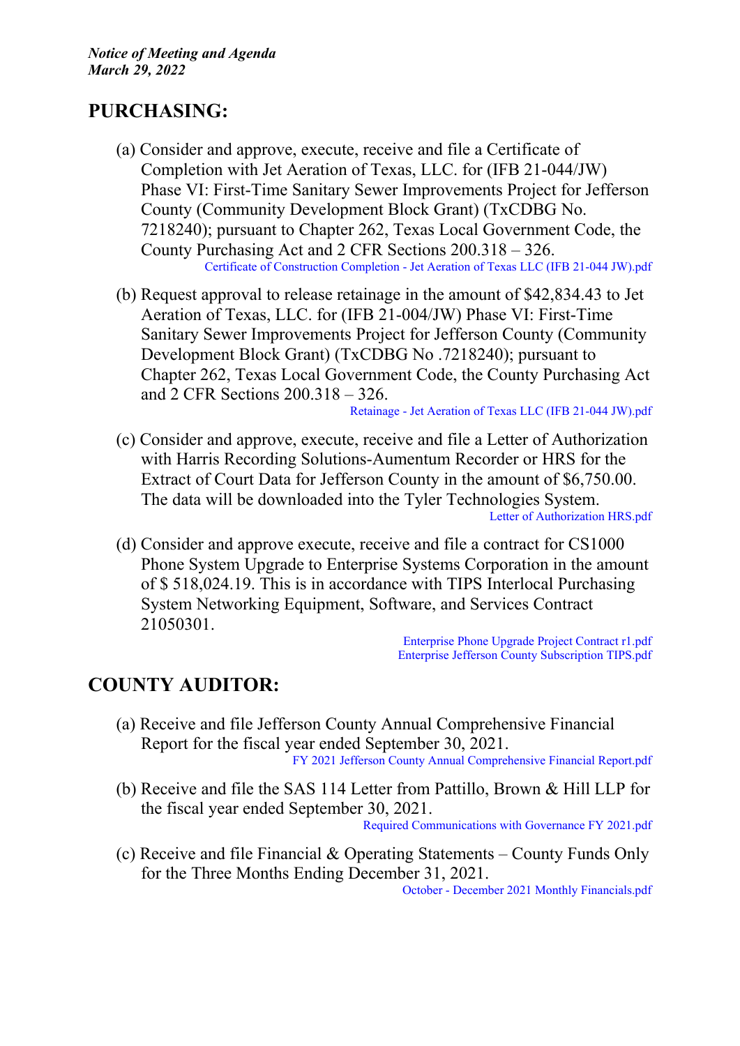*Notice of Meeting and Agenda*
*March 29, 2022*

## PURCHASING:

(a) Consider and approve, execute, receive and file a Certificate of Completion with Jet Aeration of Texas, LLC. for (IFB 21-044/JW) Phase VI: First-Time Sanitary Sewer Improvements Project for Jefferson County (Community Development Block Grant) (TxCDBG No. 7218240); pursuant to Chapter 262, Texas Local Government Code, the County Purchasing Act and 2 CFR Sections 200.318 – 326.
Certificate of Construction Completion - Jet Aeration of Texas LLC (IFB 21-044 JW).pdf

(b) Request approval to release retainage in the amount of $42,834.43 to Jet Aeration of Texas, LLC. for (IFB 21-004/JW) Phase VI: First-Time Sanitary Sewer Improvements Project for Jefferson County (Community Development Block Grant) (TxCDBG No .7218240); pursuant to Chapter 262, Texas Local Government Code, the County Purchasing Act and 2 CFR Sections 200.318 – 326.
Retainage - Jet Aeration of Texas LLC (IFB 21-044 JW).pdf

(c) Consider and approve, execute, receive and file a Letter of Authorization with Harris Recording Solutions-Aumentum Recorder or HRS for the Extract of Court Data for Jefferson County in the amount of $6,750.00. The data will be downloaded into the Tyler Technologies System.
Letter of Authorization HRS.pdf

(d) Consider and approve execute, receive and file a contract for CS1000 Phone System Upgrade to Enterprise Systems Corporation in the amount of $ 518,024.19. This is in accordance with TIPS Interlocal Purchasing System Networking Equipment, Software, and Services Contract 21050301.
Enterprise Phone Upgrade Project Contract r1.pdf
Enterprise Jefferson County Subscription TIPS.pdf

## COUNTY AUDITOR:

(a) Receive and file Jefferson County Annual Comprehensive Financial Report for the fiscal year ended September 30, 2021.
FY 2021 Jefferson County Annual Comprehensive Financial Report.pdf

(b) Receive and file the SAS 114 Letter from Pattillo, Brown & Hill LLP for the fiscal year ended September 30, 2021.
Required Communications with Governance FY 2021.pdf

(c) Receive and file Financial & Operating Statements – County Funds Only for the Three Months Ending December 31, 2021.
October - December 2021 Monthly Financials.pdf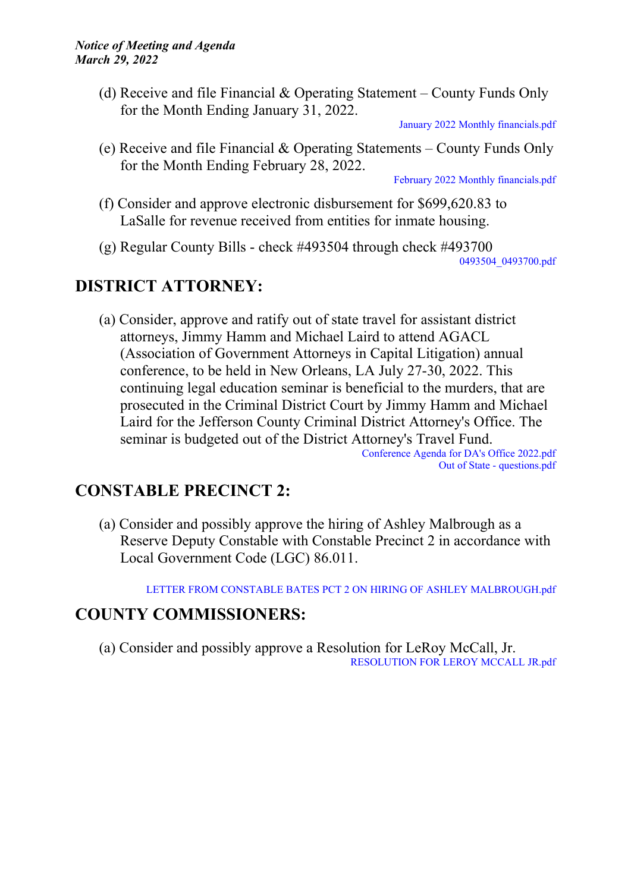(d) Receive and file Financial & Operating Statement – County Funds Only for the Month Ending January 31, 2022.

January 2022 Monthly financials.pdf

(e) Receive and file Financial & Operating Statements – County Funds Only for the Month Ending February 28, 2022.

February 2022 Monthly financials.pdf

(f) Consider and approve electronic disbursement for $699,620.83 to LaSalle for revenue received from entities for inmate housing.

(g) Regular County Bills - check #493504 through check #493700

0493504_0493700.pdf

## DISTRICT ATTORNEY:

(a) Consider, approve and ratify out of state travel for assistant district attorneys, Jimmy Hamm and Michael Laird to attend AGACL (Association of Government Attorneys in Capital Litigation) annual conference, to be held in New Orleans, LA July 27-30, 2022. This continuing legal education seminar is beneficial to the murders, that are prosecuted in the Criminal District Court by Jimmy Hamm and Michael Laird for the Jefferson County Criminal District Attorney's Office. The seminar is budgeted out of the District Attorney's Travel Fund.

Conference Agenda for DA's Office 2022.pdf
Out of State - questions.pdf

## CONSTABLE PRECINCT 2:

(a) Consider and possibly approve the hiring of Ashley Malbrough as a Reserve Deputy Constable with Constable Precinct 2 in accordance with Local Government Code (LGC) 86.011.

LETTER FROM CONSTABLE BATES PCT 2 ON HIRING OF ASHLEY MALBROUGH.pdf

## COUNTY COMMISSIONERS:

(a) Consider and possibly approve a Resolution for LeRoy McCall, Jr.

RESOLUTION FOR LEROY MCCALL JR.pdf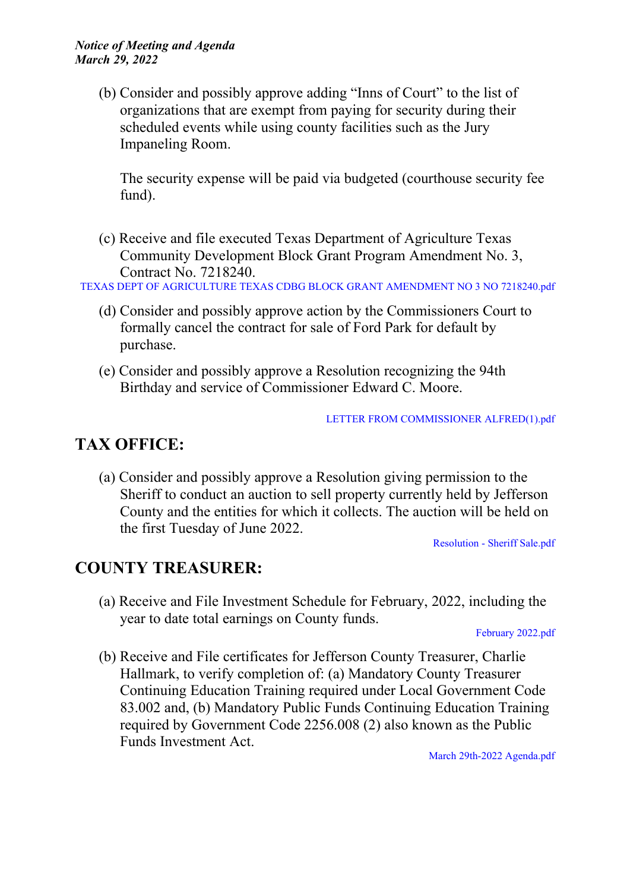(b) Consider and possibly approve adding "Inns of Court" to the list of organizations that are exempt from paying for security during their scheduled events while using county facilities such as the Jury Impaneling Room.

The security expense will be paid via budgeted (courthouse security fee fund).

(c) Receive and file executed Texas Department of Agriculture Texas Community Development Block Grant Program Amendment No. 3, Contract No. 7218240.

TEXAS DEPT OF AGRICULTURE TEXAS CDBG BLOCK GRANT AMENDMENT NO 3 NO 7218240.pdf

(d) Consider and possibly approve action by the Commissioners Court to formally cancel the contract for sale of Ford Park for default by purchase.

(e) Consider and possibly approve a Resolution recognizing the 94th Birthday and service of Commissioner Edward C. Moore.

LETTER FROM COMMISSIONER ALFRED(1).pdf

## TAX OFFICE:

(a) Consider and possibly approve a Resolution giving permission to the Sheriff to conduct an auction to sell property currently held by Jefferson County and the entities for which it collects. The auction will be held on the first Tuesday of June 2022.

Resolution - Sheriff Sale.pdf

## COUNTY TREASURER:

(a) Receive and File Investment Schedule for February, 2022, including the year to date total earnings on County funds.

February 2022.pdf

(b) Receive and File certificates for Jefferson County Treasurer, Charlie Hallmark, to verify completion of: (a) Mandatory County Treasurer Continuing Education Training required under Local Government Code 83.002 and, (b) Mandatory Public Funds Continuing Education Training required by Government Code 2256.008 (2) also known as the Public Funds Investment Act.

March 29th-2022 Agenda.pdf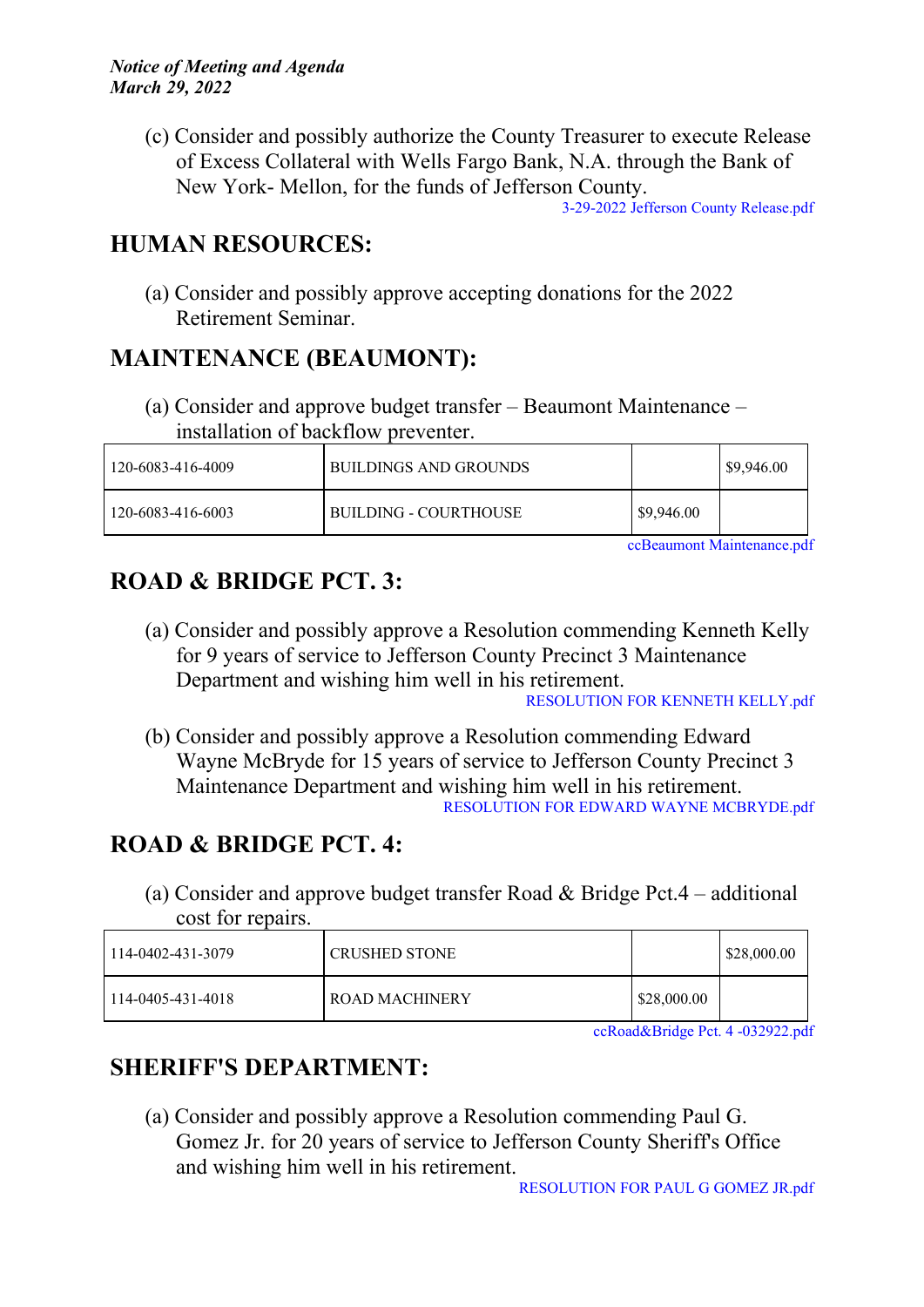(c) Consider and possibly authorize the County Treasurer to execute Release of Excess Collateral with Wells Fargo Bank, N.A. through the Bank of New York- Mellon, for the funds of Jefferson County.

3-29-2022 Jefferson County Release.pdf

## HUMAN RESOURCES:

(a) Consider and possibly approve accepting donations for the 2022 Retirement Seminar.

## MAINTENANCE (BEAUMONT):

(a) Consider and approve budget transfer – Beaumont Maintenance – installation of backflow preventer.

| | | | |
|---|---|---|---|
| 120-6083-416-4009 | BUILDINGS AND GROUNDS | | $9,946.00 |
| 120-6083-416-6003 | BUILDING - COURTHOUSE | $9,946.00 | |

ccBeaumont Maintenance.pdf

## ROAD & BRIDGE PCT. 3:

(a) Consider and possibly approve a Resolution commending Kenneth Kelly for 9 years of service to Jefferson County Precinct 3 Maintenance Department and wishing him well in his retirement.

RESOLUTION FOR KENNETH KELLY.pdf

(b) Consider and possibly approve a Resolution commending Edward Wayne McBryde for 15 years of service to Jefferson County Precinct 3 Maintenance Department and wishing him well in his retirement.

RESOLUTION FOR EDWARD WAYNE MCBRYDE.pdf

## ROAD & BRIDGE PCT. 4:

(a) Consider and approve budget transfer Road & Bridge Pct.4 – additional cost for repairs.

| | | | |
|---|---|---|---|
| 114-0402-431-3079 | CRUSHED STONE | | $28,000.00 |
| 114-0405-431-4018 | ROAD MACHINERY | $28,000.00 | |

ccRoad&Bridge Pct. 4 -032922.pdf

## SHERIFF'S DEPARTMENT:

(a) Consider and possibly approve a Resolution commending Paul G. Gomez Jr. for 20 years of service to Jefferson County Sheriff's Office and wishing him well in his retirement.

RESOLUTION FOR PAUL G GOMEZ JR.pdf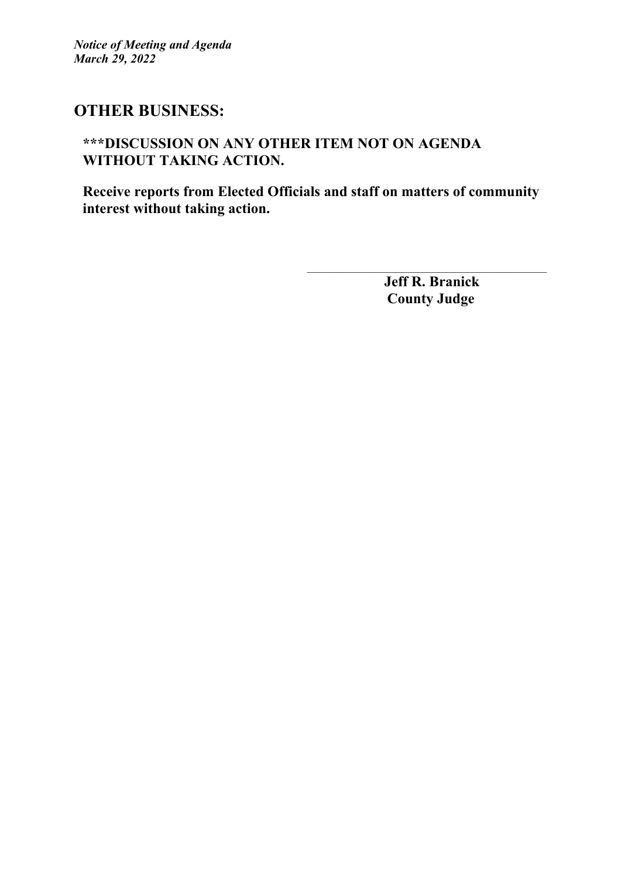## OTHER BUSINESS:

**\*\*\*DISCUSSION ON ANY OTHER ITEM NOT ON AGENDA WITHOUT TAKING ACTION.**

**Receive reports from Elected Officials and staff on matters of community interest without taking action.**

\_\_\_\_\_\_\_\_\_\_\_\_\_\_\_\_\_\_\_\_\_\_\_\_\_\_\_\_\_\_\_\_\_\_\_\_

**Jeff R. Branick**
**County Judge**